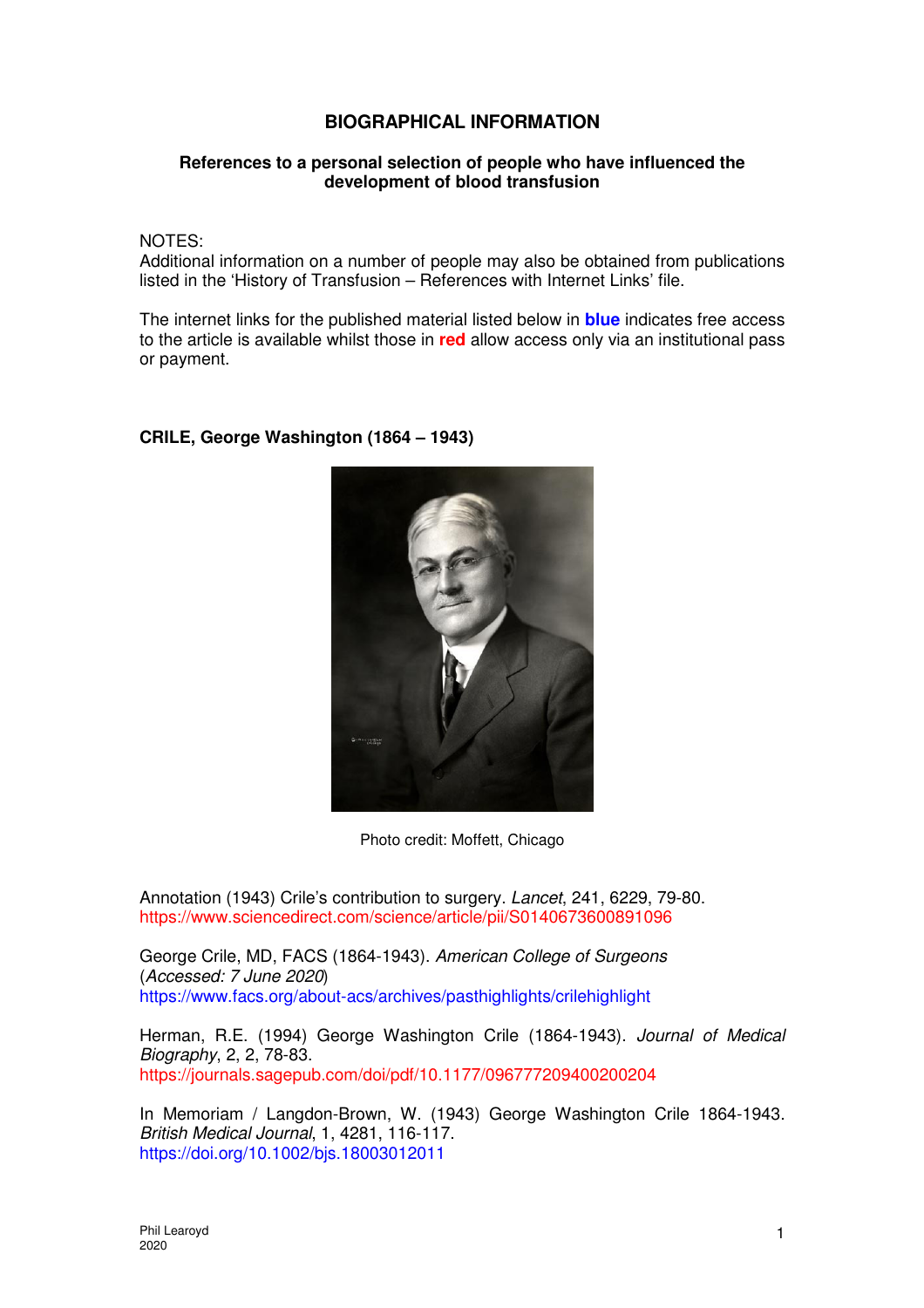# BIOGRAPHICAL INFORMATION

### References to a personal selection of people who have influenced the development of blood transfusion

NOTES:
Additional information on a number of people may also be obtained from publications listed in the 'History of Transfusion – References with Internet Links' file.

The internet links for the published material listed below in **blue** indicates free access to the article is available whilst those in **red** allow access only via an institutional pass or payment.

## CRILE, George Washington (1864 – 1943)

Photo credit: Moffett, Chicago

Annotation (1943) Crile's contribution to surgery. *Lancet*, 241, 6229, 79-80.
https://www.sciencedirect.com/science/article/pii/S0140673600891096

George Crile, MD, FACS (1864-1943). *American College of Surgeons* (*Accessed: 7 June 2020*)
https://www.facs.org/about-acs/archives/pasthighlights/crilehighlight

Herman, R.E. (1994) George Washington Crile (1864-1943). *Journal of Medical Biography*, 2, 2, 78-83.
https://journals.sagepub.com/doi/pdf/10.1177/096777209400200204

In Memoriam / Langdon-Brown, W. (1943) George Washington Crile 1864-1943. *British Medical Journal*, 1, 4281, 116-117.
https://doi.org/10.1002/bjs.18003012011

Phil Learoyd
2020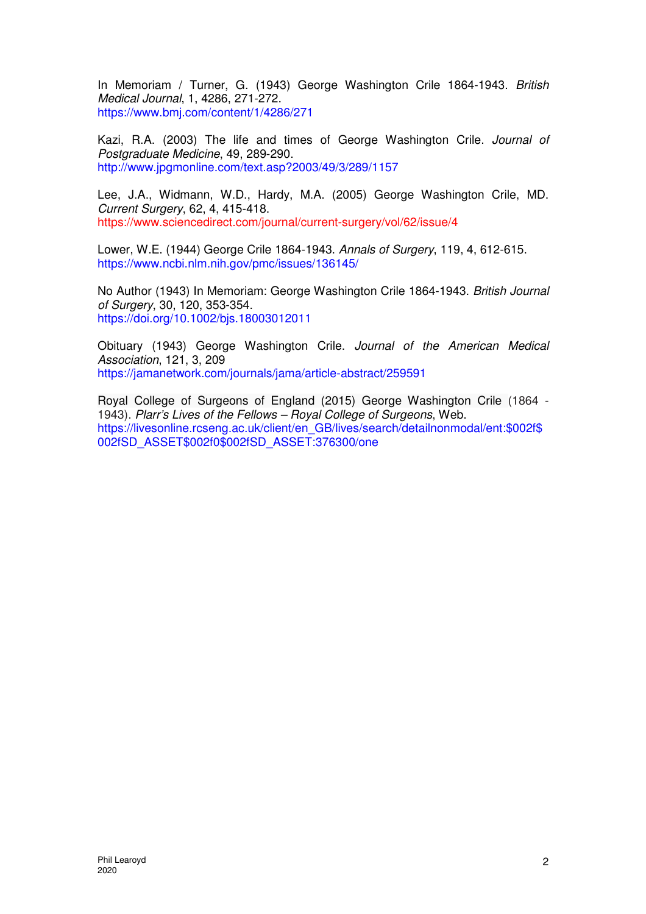In Memoriam / Turner, G. (1943) George Washington Crile 1864-1943. *British Medical Journal*, 1, 4286, 271-272.
https://www.bmj.com/content/1/4286/271

Kazi, R.A. (2003) The life and times of George Washington Crile. *Journal of Postgraduate Medicine*, 49, 289-290.
http://www.jpgmonline.com/text.asp?2003/49/3/289/1157

Lee, J.A., Widmann, W.D., Hardy, M.A. (2005) George Washington Crile, MD. *Current Surgery*, 62, 4, 415-418.
https://www.sciencedirect.com/journal/current-surgery/vol/62/issue/4

Lower, W.E. (1944) George Crile 1864-1943. *Annals of Surgery*, 119, 4, 612-615.
https://www.ncbi.nlm.nih.gov/pmc/issues/136145/

No Author (1943) In Memoriam: George Washington Crile 1864-1943. *British Journal of Surgery*, 30, 120, 353-354.
https://doi.org/10.1002/bjs.18003012011

Obituary (1943) George Washington Crile. *Journal of the American Medical Association*, 121, 3, 209
https://jamanetwork.com/journals/jama/article-abstract/259591

Royal College of Surgeons of England (2015) George Washington Crile (1864 - 1943). *Plarr's Lives of the Fellows – Royal College of Surgeons*, Web.
https://livesonline.rcseng.ac.uk/client/en_GB/lives/search/detailnonmodal/ent:$002f$002fSD_ASSET$002f0$002fSD_ASSET:376300/one